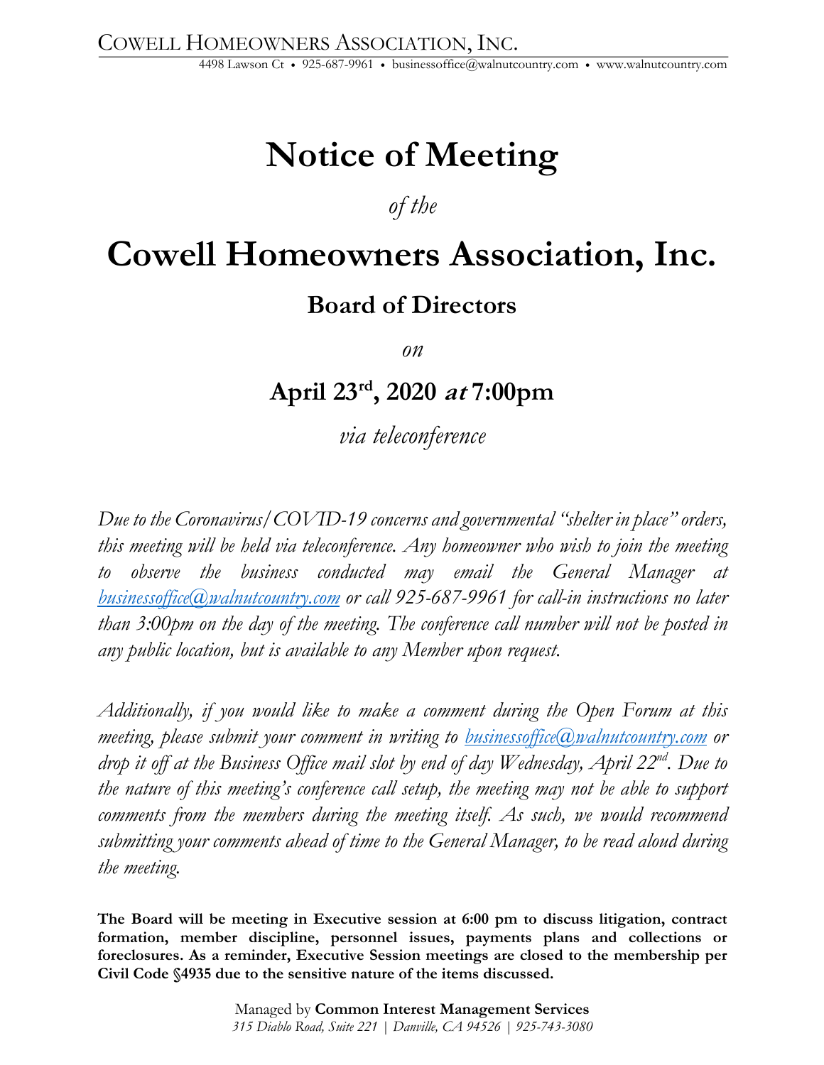COWELL HOMEOWNERS ASSOCIATION, INC.
4498 Lawson Ct • 925-687-9961 • businessoffice@walnutcountry.com • www.walnutcountry.com

# Notice of Meeting

*of the*

# Cowell Homeowners Association, Inc.

## Board of Directors

*on*

## April 23rd, 2020 *at* 7:00pm

*via teleconference*

*Due to the Coronavirus/COVID-19 concerns and governmental "shelter in place" orders, this meeting will be held via teleconference. Any homeowner who wish to join the meeting to observe the business conducted may email the General Manager at businessoffice@walnutcountry.com or call 925-687-9961 for call-in instructions no later than 3:00pm on the day of the meeting. The conference call number will not be posted in any public location, but is available to any Member upon request.*

*Additionally, if you would like to make a comment during the Open Forum at this meeting, please submit your comment in writing to businessoffice@walnutcountry.com or drop it off at the Business Office mail slot by end of day Wednesday, April 22nd. Due to the nature of this meeting's conference call setup, the meeting may not be able to support comments from the members during the meeting itself. As such, we would recommend submitting your comments ahead of time to the General Manager, to be read aloud during the meeting.*

**The Board will be meeting in Executive session at 6:00 pm to discuss litigation, contract formation, member discipline, personnel issues, payments plans and collections or foreclosures. As a reminder, Executive Session meetings are closed to the membership per Civil Code §4935 due to the sensitive nature of the items discussed.**

Managed by **Common Interest Management Services**
*315 Diablo Road, Suite 221 | Danville, CA 94526 | 925-743-3080*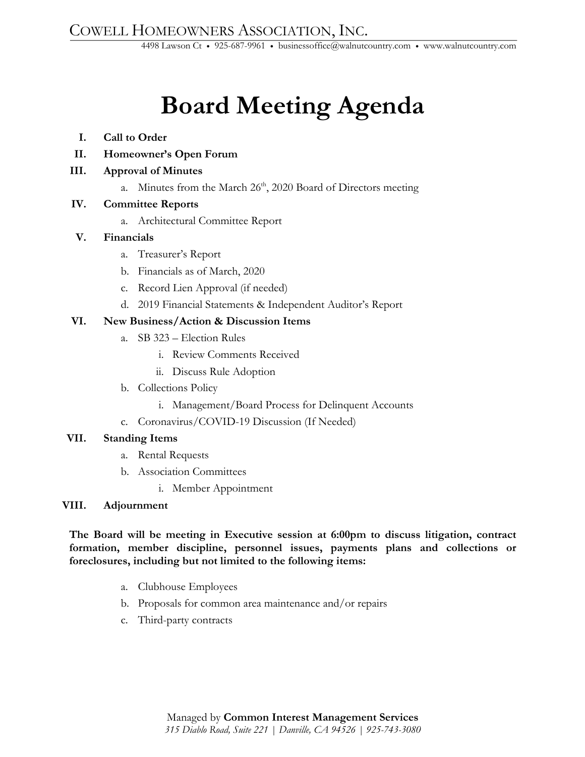Cowell Homeowners Association, Inc.

4498 Lawson Ct • 925-687-9961 • businessoffice@walnutcountry.com • www.walnutcountry.com

# Board Meeting Agenda

I. **Call to Order**

II. **Homeowner's Open Forum**

III. **Approval of Minutes**
   - a. Minutes from the March 26th, 2020 Board of Directors meeting

IV. **Committee Reports**
   - a. Architectural Committee Report

V. **Financials**
   - a. Treasurer's Report
   - b. Financials as of March, 2020
   - c. Record Lien Approval (if needed)
   - d. 2019 Financial Statements & Independent Auditor's Report

VI. **New Business/Action & Discussion Items**
   - a. SB 323 – Election Rules
     - i. Review Comments Received
     - ii. Discuss Rule Adoption
   - b. Collections Policy
     - i. Management/Board Process for Delinquent Accounts
   - c. Coronavirus/COVID-19 Discussion (If Needed)

VII. **Standing Items**
   - a. Rental Requests
   - b. Association Committees
     - i. Member Appointment

VIII. **Adjournment**

**The Board will be meeting in Executive session at 6:00pm to discuss litigation, contract formation, member discipline, personnel issues, payments plans and collections or foreclosures, including but not limited to the following items:**

- a. Clubhouse Employees
- b. Proposals for common area maintenance and/or repairs
- c. Third-party contracts

Managed by **Common Interest Management Services**

*315 Diablo Road, Suite 221 | Danville, CA 94526 | 925-743-3080*